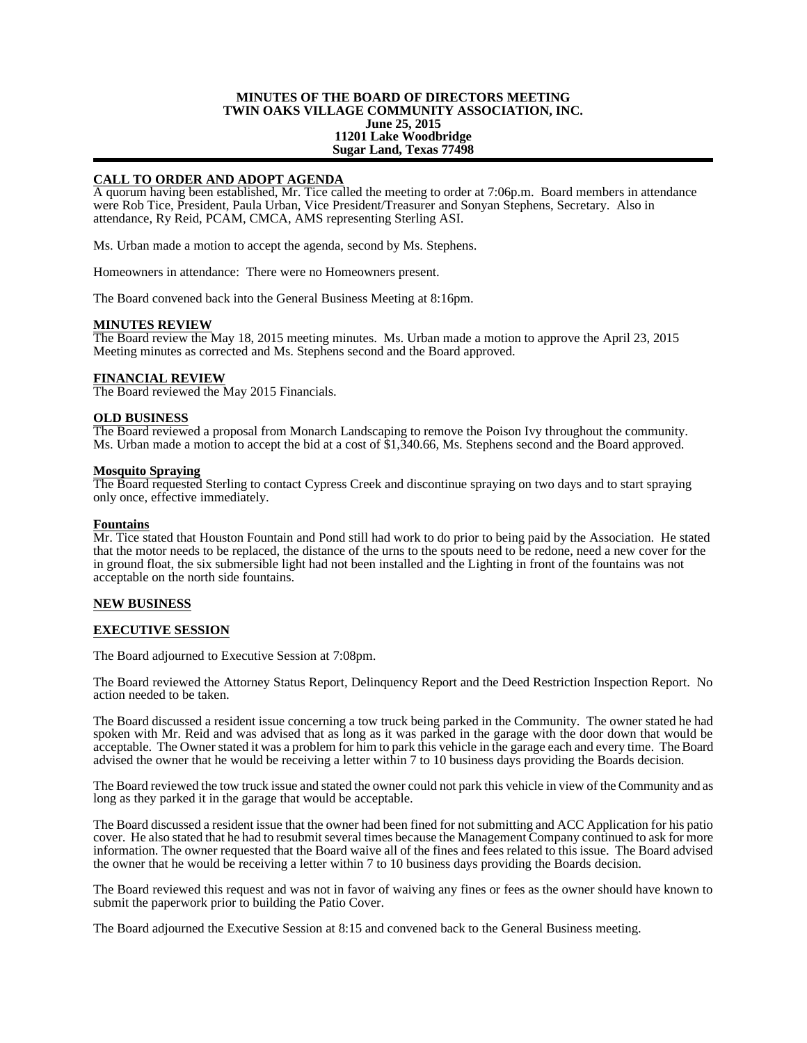**MINUTES OF THE BOARD OF DIRECTORS MEETING**
**TWIN OAKS VILLAGE COMMUNITY ASSOCIATION, INC.**
**June 25, 2015**
**11201 Lake Woodbridge**
**Sugar Land, Texas 77498**

---

**CALL TO ORDER AND ADOPT AGENDA**

A quorum having been established, Mr. Tice called the meeting to order at 7:06p.m. Board members in attendance were Rob Tice, President, Paula Urban, Vice President/Treasurer and Sonyan Stephens, Secretary. Also in attendance, Ry Reid, PCAM, CMCA, AMS representing Sterling ASI.

Ms. Urban made a motion to accept the agenda, second by Ms. Stephens.

Homeowners in attendance: There were no Homeowners present.

The Board convened back into the General Business Meeting at 8:16pm.

**MINUTES REVIEW**

The Board review the May 18, 2015 meeting minutes. Ms. Urban made a motion to approve the April 23, 2015 Meeting minutes as corrected and Ms. Stephens second and the Board approved.

**FINANCIAL REVIEW**

The Board reviewed the May 2015 Financials.

**OLD BUSINESS**

The Board reviewed a proposal from Monarch Landscaping to remove the Poison Ivy throughout the community. Ms. Urban made a motion to accept the bid at a cost of $1,340.66, Ms. Stephens second and the Board approved.

**Mosquito Spraying**

The Board requested Sterling to contact Cypress Creek and discontinue spraying on two days and to start spraying only once, effective immediately.

**Fountains**

Mr. Tice stated that Houston Fountain and Pond still had work to do prior to being paid by the Association. He stated that the motor needs to be replaced, the distance of the urns to the spouts need to be redone, need a new cover for the in ground float, the six submersible light had not been installed and the Lighting in front of the fountains was not acceptable on the north side fountains.

**NEW BUSINESS**

**EXECUTIVE SESSION**

The Board adjourned to Executive Session at 7:08pm.

The Board reviewed the Attorney Status Report, Delinquency Report and the Deed Restriction Inspection Report. No action needed to be taken.

The Board discussed a resident issue concerning a tow truck being parked in the Community. The owner stated he had spoken with Mr. Reid and was advised that as long as it was parked in the garage with the door down that would be acceptable. The Owner stated it was a problem for him to park this vehicle in the garage each and every time. The Board advised the owner that he would be receiving a letter within 7 to 10 business days providing the Boards decision.

The Board reviewed the tow truck issue and stated the owner could not park this vehicle in view of the Community and as long as they parked it in the garage that would be acceptable.

The Board discussed a resident issue that the owner had been fined for not submitting and ACC Application for his patio cover. He also stated that he had to resubmit several times because the Management Company continued to ask for more information. The owner requested that the Board waive all of the fines and fees related to this issue. The Board advised the owner that he would be receiving a letter within 7 to 10 business days providing the Boards decision.

The Board reviewed this request and was not in favor of waiving any fines or fees as the owner should have known to submit the paperwork prior to building the Patio Cover.

The Board adjourned the Executive Session at 8:15 and convened back to the General Business meeting.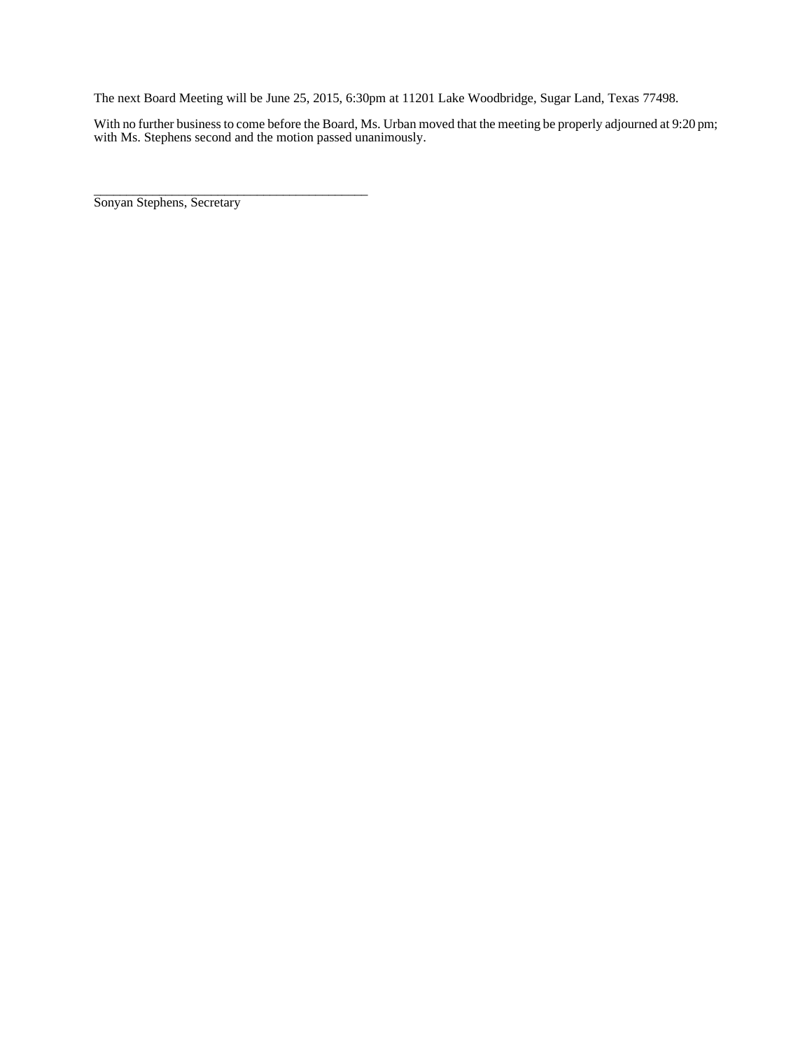The next Board Meeting will be June 25, 2015, 6:30pm at 11201 Lake Woodbridge, Sugar Land, Texas 77498.

With no further business to come before the Board, Ms. Urban moved that the meeting be properly adjourned at 9:20 pm; with Ms. Stephens second and the motion passed unanimously.

_____________________________________________
Sonyan Stephens, Secretary